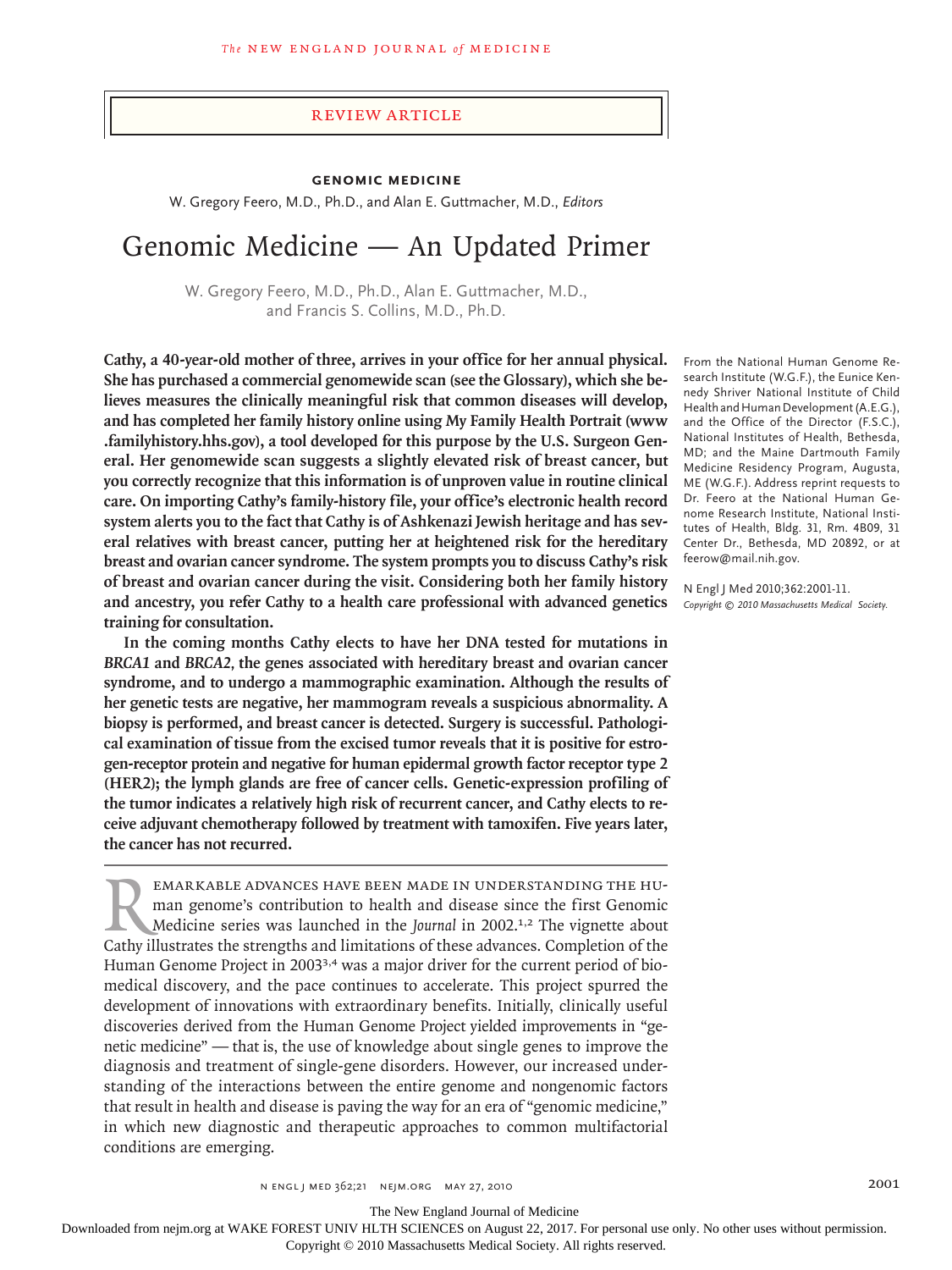REVIEW ARTICLE

**GENOMIC MEDICINE**

W. Gregory Feero, M.D., Ph.D., and Alan E. Guttmacher, M.D., *Editors*

# Genomic Medicine — An Updated Primer

W. Gregory Feero, M.D., Ph.D., Alan E. Guttmacher, M.D., and Francis S. Collins, M.D., Ph.D.

From the National Human Genome Research Institute (W.G.F.), the Eunice Kennedy Shriver National Institute of Child Health and Human Development (A.E.G.), and the Office of the Director (F.S.C.), National Institutes of Health, Bethesda, MD; and the Maine Dartmouth Family Medicine Residency Program, Augusta, ME (W.G.F.). Address reprint requests to Dr. Feero at the National Human Genome Research Institute, National Institutes of Health, Bldg. 31, Rm. 4B09, 31 Center Dr., Bethesda, MD 20892, or at feerow@mail.nih.gov.

N Engl J Med 2010;362:2001-11.
*Copyright © 2010 Massachusetts Medical Society.*

**Cathy, a 40-year-old mother of three, arrives in your office for her annual physical. She has purchased a commercial genomewide scan (see the Glossary), which she believes measures the clinically meaningful risk that common diseases will develop, and has completed her family history online using My Family Health Portrait (www.familyhistory.hhs.gov), a tool developed for this purpose by the U.S. Surgeon General. Her genomewide scan suggests a slightly elevated risk of breast cancer, but you correctly recognize that this information is of unproven value in routine clinical care. On importing Cathy's family-history file, your office's electronic health record system alerts you to the fact that Cathy is of Ashkenazi Jewish heritage and has several relatives with breast cancer, putting her at heightened risk for the hereditary breast and ovarian cancer syndrome. The system prompts you to discuss Cathy's risk of breast and ovarian cancer during the visit. Considering both her family history and ancestry, you refer Cathy to a health care professional with advanced genetics training for consultation.**

**In the coming months Cathy elects to have her DNA tested for mutations in *BRCA1* and *BRCA2*, the genes associated with hereditary breast and ovarian cancer syndrome, and to undergo a mammographic examination. Although the results of her genetic tests are negative, her mammogram reveals a suspicious abnormality. A biopsy is performed, and breast cancer is detected. Surgery is successful. Pathological examination of tissue from the excised tumor reveals that it is positive for estrogen-receptor protein and negative for human epidermal growth factor receptor type 2 (HER2); the lymph glands are free of cancer cells. Genetic-expression profiling of the tumor indicates a relatively high risk of recurrent cancer, and Cathy elects to receive adjuvant chemotherapy followed by treatment with tamoxifen. Five years later, the cancer has not recurred.**

Remarkable advances have been made in understanding the human genome's contribution to health and disease since the first Genomic Medicine series was launched in the *Journal* in 2002.[1,2] The vignette about Cathy illustrates the strengths and limitations of these advances. Completion of the Human Genome Project in 2003[3,4] was a major driver for the current period of biomedical discovery, and the pace continues to accelerate. This project spurred the development of innovations with extraordinary benefits. Initially, clinically useful discoveries derived from the Human Genome Project yielded improvements in "genetic medicine" — that is, the use of knowledge about single genes to improve the diagnosis and treatment of single-gene disorders. However, our increased understanding of the interactions between the entire genome and nongenomic factors that result in health and disease is paving the way for an era of "genomic medicine," in which new diagnostic and therapeutic approaches to common multifactorial conditions are emerging.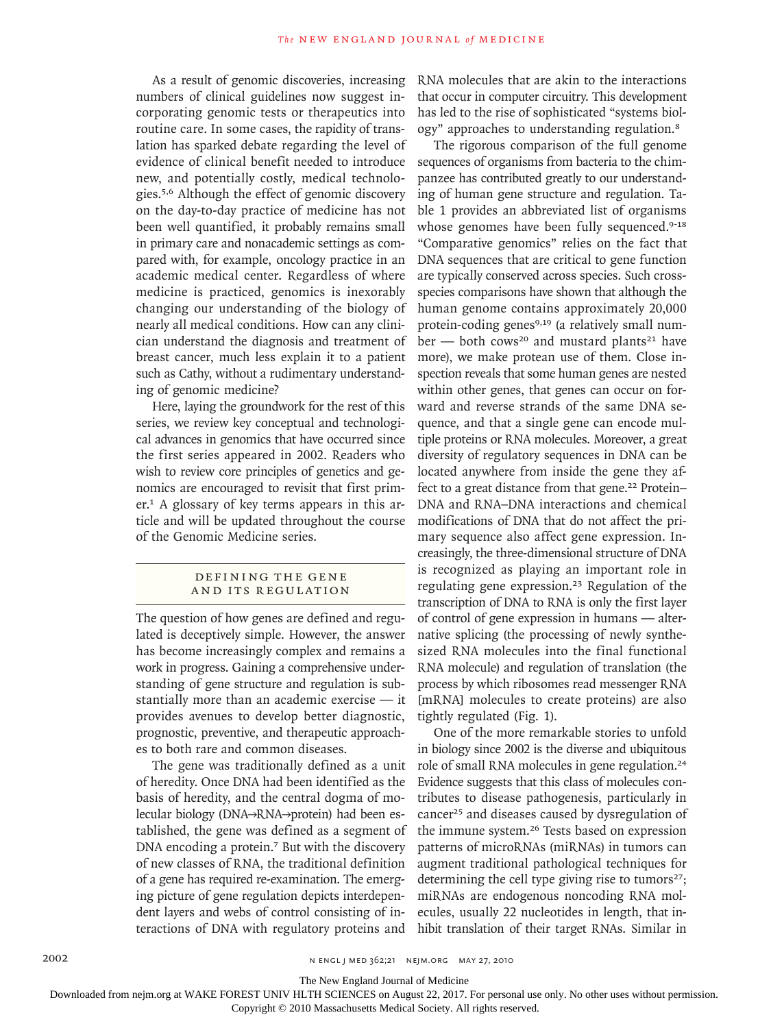As a result of genomic discoveries, increasing numbers of clinical guidelines now suggest incorporating genomic tests or therapeutics into routine care. In some cases, the rapidity of translation has sparked debate regarding the level of evidence of clinical benefit needed to introduce new, and potentially costly, medical technologies.[5,6] Although the effect of genomic discovery on the day-to-day practice of medicine has not been well quantified, it probably remains small in primary care and nonacademic settings as compared with, for example, oncology practice in an academic medical center. Regardless of where medicine is practiced, genomics is inexorably changing our understanding of the biology of nearly all medical conditions. How can any clinician understand the diagnosis and treatment of breast cancer, much less explain it to a patient such as Cathy, without a rudimentary understanding of genomic medicine?

Here, laying the groundwork for the rest of this series, we review key conceptual and technological advances in genomics that have occurred since the first series appeared in 2002. Readers who wish to review core principles of genetics and genomics are encouraged to revisit that first primer.[1] A glossary of key terms appears in this article and will be updated throughout the course of the Genomic Medicine series.

## Defining the Gene and Its Regulation

The question of how genes are defined and regulated is deceptively simple. However, the answer has become increasingly complex and remains a work in progress. Gaining a comprehensive understanding of gene structure and regulation is substantially more than an academic exercise — it provides avenues to develop better diagnostic, prognostic, preventive, and therapeutic approaches to both rare and common diseases.

The gene was traditionally defined as a unit of heredity. Once DNA had been identified as the basis of heredity, and the central dogma of molecular biology (DNA→RNA→protein) had been established, the gene was defined as a segment of DNA encoding a protein.[7] But with the discovery of new classes of RNA, the traditional definition of a gene has required re-examination. The emerging picture of gene regulation depicts interdependent layers and webs of control consisting of interactions of DNA with regulatory proteins and RNA molecules that are akin to the interactions that occur in computer circuitry. This development has led to the rise of sophisticated "systems biology" approaches to understanding regulation.[8]

The rigorous comparison of the full genome sequences of organisms from bacteria to the chimpanzee has contributed greatly to our understanding of human gene structure and regulation. Table 1 provides an abbreviated list of organisms whose genomes have been fully sequenced.[9-18] "Comparative genomics" relies on the fact that DNA sequences that are critical to gene function are typically conserved across species. Such cross-species comparisons have shown that although the human genome contains approximately 20,000 protein-coding genes[9,19] (a relatively small number — both cows[20] and mustard plants[21] have more), we make protean use of them. Close inspection reveals that some human genes are nested within other genes, that genes can occur on forward and reverse strands of the same DNA sequence, and that a single gene can encode multiple proteins or RNA molecules. Moreover, a great diversity of regulatory sequences in DNA can be located anywhere from inside the gene they affect to a great distance from that gene.[22] Protein–DNA and RNA–DNA interactions and chemical modifications of DNA that do not affect the primary sequence also affect gene expression. Increasingly, the three-dimensional structure of DNA is recognized as playing an important role in regulating gene expression.[23] Regulation of the transcription of DNA to RNA is only the first layer of control of gene expression in humans — alternative splicing (the processing of newly synthesized RNA molecules into the final functional RNA molecule) and regulation of translation (the process by which ribosomes read messenger RNA [mRNA] molecules to create proteins) are also tightly regulated (Fig. 1).

One of the more remarkable stories to unfold in biology since 2002 is the diverse and ubiquitous role of small RNA molecules in gene regulation.[24] Evidence suggests that this class of molecules contributes to disease pathogenesis, particularly in cancer[25] and diseases caused by dysregulation of the immune system.[26] Tests based on expression patterns of microRNAs (miRNAs) in tumors can augment traditional pathological techniques for determining the cell type giving rise to tumors[27]; miRNAs are endogenous noncoding RNA molecules, usually 22 nucleotides in length, that inhibit translation of their target RNAs. Similar in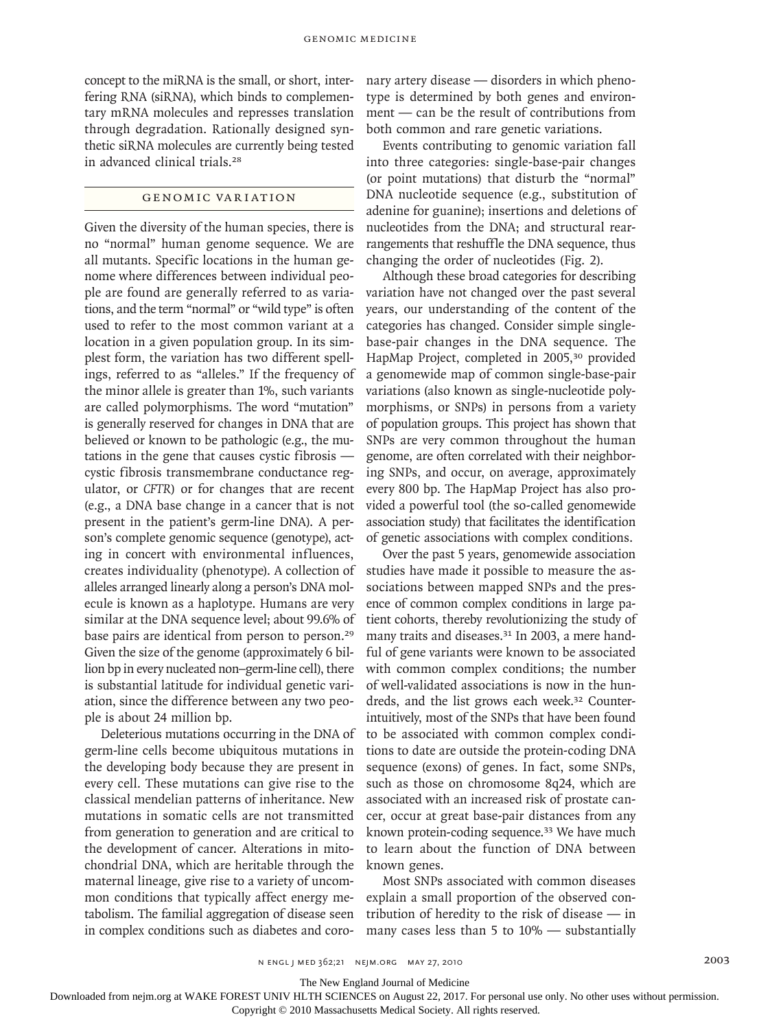concept to the miRNA is the small, or short, interfering RNA (siRNA), which binds to complementary mRNA molecules and represses translation through degradation. Rationally designed synthetic siRNA molecules are currently being tested in advanced clinical trials.[28]

## GENOMIC VARIATION

Given the diversity of the human species, there is no "normal" human genome sequence. We are all mutants. Specific locations in the human genome where differences between individual people are found are generally referred to as variations, and the term "normal" or "wild type" is often used to refer to the most common variant at a location in a given population group. In its simplest form, the variation has two different spellings, referred to as "alleles." If the frequency of the minor allele is greater than 1%, such variants are called polymorphisms. The word "mutation" is generally reserved for changes in DNA that are believed or known to be pathologic (e.g., the mutations in the gene that causes cystic fibrosis — cystic fibrosis transmembrane conductance regulator, or *CFTR*) or for changes that are recent (e.g., a DNA base change in a cancer that is not present in the patient's germ-line DNA). A person's complete genomic sequence (genotype), acting in concert with environmental influences, creates individuality (phenotype). A collection of alleles arranged linearly along a person's DNA molecule is known as a haplotype. Humans are very similar at the DNA sequence level; about 99.6% of base pairs are identical from person to person.[29] Given the size of the genome (approximately 6 billion bp in every nucleated non–germ-line cell), there is substantial latitude for individual genetic variation, since the difference between any two people is about 24 million bp.

Deleterious mutations occurring in the DNA of germ-line cells become ubiquitous mutations in the developing body because they are present in every cell. These mutations can give rise to the classical mendelian patterns of inheritance. New mutations in somatic cells are not transmitted from generation to generation and are critical to the development of cancer. Alterations in mitochondrial DNA, which are heritable through the maternal lineage, give rise to a variety of uncommon conditions that typically affect energy metabolism. The familial aggregation of disease seen in complex conditions such as diabetes and coronary artery disease — disorders in which phenotype is determined by both genes and environment — can be the result of contributions from both common and rare genetic variations.

Events contributing to genomic variation fall into three categories: single-base-pair changes (or point mutations) that disturb the "normal" DNA nucleotide sequence (e.g., substitution of adenine for guanine); insertions and deletions of nucleotides from the DNA; and structural rearrangements that reshuffle the DNA sequence, thus changing the order of nucleotides (Fig. 2).

Although these broad categories for describing variation have not changed over the past several years, our understanding of the content of the categories has changed. Consider simple single-base-pair changes in the DNA sequence. The HapMap Project, completed in 2005,[30] provided a genomewide map of common single-base-pair variations (also known as single-nucleotide polymorphisms, or SNPs) in persons from a variety of population groups. This project has shown that SNPs are very common throughout the human genome, are often correlated with their neighboring SNPs, and occur, on average, approximately every 800 bp. The HapMap Project has also provided a powerful tool (the so-called genomewide association study) that facilitates the identification of genetic associations with complex conditions.

Over the past 5 years, genomewide association studies have made it possible to measure the associations between mapped SNPs and the presence of common complex conditions in large patient cohorts, thereby revolutionizing the study of many traits and diseases.[31] In 2003, a mere handful of gene variants were known to be associated with common complex conditions; the number of well-validated associations is now in the hundreds, and the list grows each week.[32] Counterintuitively, most of the SNPs that have been found to be associated with common complex conditions to date are outside the protein-coding DNA sequence (exons) of genes. In fact, some SNPs, such as those on chromosome 8q24, which are associated with an increased risk of prostate cancer, occur at great base-pair distances from any known protein-coding sequence.[33] We have much to learn about the function of DNA between known genes.

Most SNPs associated with common diseases explain a small proportion of the observed contribution of heredity to the risk of disease — in many cases less than 5 to 10% — substantially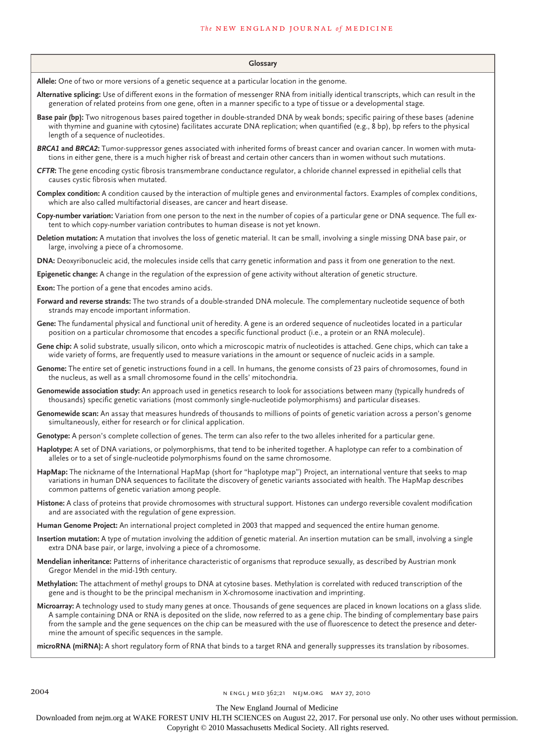## Glossary

**Allele:** One of two or more versions of a genetic sequence at a particular location in the genome.

**Alternative splicing:** Use of different exons in the formation of messenger RNA from initially identical transcripts, which can result in the generation of related proteins from one gene, often in a manner specific to a type of tissue or a developmental stage.

**Base pair (bp):** Two nitrogenous bases paired together in double-stranded DNA by weak bonds; specific pairing of these bases (adenine with thymine and guanine with cytosine) facilitates accurate DNA replication; when quantified (e.g., 8 bp), bp refers to the physical length of a sequence of nucleotides.

***BRCA1* and *BRCA2*:** Tumor-suppressor genes associated with inherited forms of breast cancer and ovarian cancer. In women with mutations in either gene, there is a much higher risk of breast and certain other cancers than in women without such mutations.

***CFTR*:** The gene encoding cystic fibrosis transmembrane conductance regulator, a chloride channel expressed in epithelial cells that causes cystic fibrosis when mutated.

**Complex condition:** A condition caused by the interaction of multiple genes and environmental factors. Examples of complex conditions, which are also called multifactorial diseases, are cancer and heart disease.

**Copy-number variation:** Variation from one person to the next in the number of copies of a particular gene or DNA sequence. The full extent to which copy-number variation contributes to human disease is not yet known.

**Deletion mutation:** A mutation that involves the loss of genetic material. It can be small, involving a single missing DNA base pair, or large, involving a piece of a chromosome.

**DNA:** Deoxyribonucleic acid, the molecules inside cells that carry genetic information and pass it from one generation to the next.

**Epigenetic change:** A change in the regulation of the expression of gene activity without alteration of genetic structure.

**Exon:** The portion of a gene that encodes amino acids.

**Forward and reverse strands:** The two strands of a double-stranded DNA molecule. The complementary nucleotide sequence of both strands may encode important information.

**Gene:** The fundamental physical and functional unit of heredity. A gene is an ordered sequence of nucleotides located in a particular position on a particular chromosome that encodes a specific functional product (i.e., a protein or an RNA molecule).

**Gene chip:** A solid substrate, usually silicon, onto which a microscopic matrix of nucleotides is attached. Gene chips, which can take a wide variety of forms, are frequently used to measure variations in the amount or sequence of nucleic acids in a sample.

**Genome:** The entire set of genetic instructions found in a cell. In humans, the genome consists of 23 pairs of chromosomes, found in the nucleus, as well as a small chromosome found in the cells' mitochondria.

**Genomewide association study:** An approach used in genetics research to look for associations between many (typically hundreds of thousands) specific genetic variations (most commonly single-nucleotide polymorphisms) and particular diseases.

**Genomewide scan:** An assay that measures hundreds of thousands to millions of points of genetic variation across a person's genome simultaneously, either for research or for clinical application.

**Genotype:** A person's complete collection of genes. The term can also refer to the two alleles inherited for a particular gene.

**Haplotype:** A set of DNA variations, or polymorphisms, that tend to be inherited together. A haplotype can refer to a combination of alleles or to a set of single-nucleotide polymorphisms found on the same chromosome.

**HapMap:** The nickname of the International HapMap (short for "haplotype map") Project, an international venture that seeks to map variations in human DNA sequences to facilitate the discovery of genetic variants associated with health. The HapMap describes common patterns of genetic variation among people.

**Histone:** A class of proteins that provide chromosomes with structural support. Histones can undergo reversible covalent modification and are associated with the regulation of gene expression.

**Human Genome Project:** An international project completed in 2003 that mapped and sequenced the entire human genome.

**Insertion mutation:** A type of mutation involving the addition of genetic material. An insertion mutation can be small, involving a single extra DNA base pair, or large, involving a piece of a chromosome.

**Mendelian inheritance:** Patterns of inheritance characteristic of organisms that reproduce sexually, as described by Austrian monk Gregor Mendel in the mid-19th century.

**Methylation:** The attachment of methyl groups to DNA at cytosine bases. Methylation is correlated with reduced transcription of the gene and is thought to be the principal mechanism in X-chromosome inactivation and imprinting.

**Microarray:** A technology used to study many genes at once. Thousands of gene sequences are placed in known locations on a glass slide. A sample containing DNA or RNA is deposited on the slide, now referred to as a gene chip. The binding of complementary base pairs from the sample and the gene sequences on the chip can be measured with the use of fluorescence to detect the presence and determine the amount of specific sequences in the sample.

**microRNA (miRNA):** A short regulatory form of RNA that binds to a target RNA and generally suppresses its translation by ribosomes.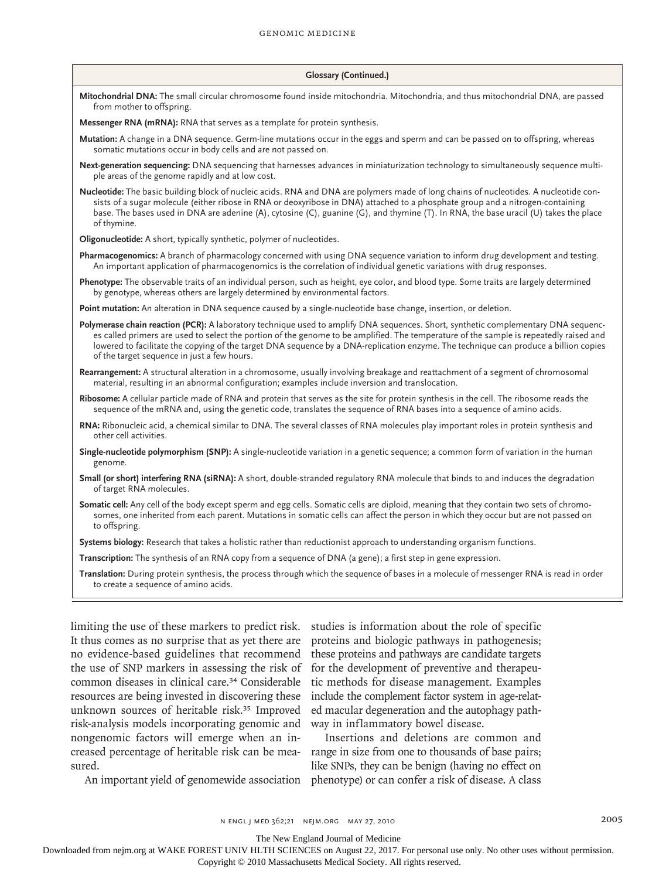**Glossary (Continued.)**

**Mitochondrial DNA:** The small circular chromosome found inside mitochondria. Mitochondria, and thus mitochondrial DNA, are passed from mother to offspring.

**Messenger RNA (mRNA):** RNA that serves as a template for protein synthesis.

**Mutation:** A change in a DNA sequence. Germ-line mutations occur in the eggs and sperm and can be passed on to offspring, whereas somatic mutations occur in body cells and are not passed on.

**Next-generation sequencing:** DNA sequencing that harnesses advances in miniaturization technology to simultaneously sequence multiple areas of the genome rapidly and at low cost.

**Nucleotide:** The basic building block of nucleic acids. RNA and DNA are polymers made of long chains of nucleotides. A nucleotide consists of a sugar molecule (either ribose in RNA or deoxyribose in DNA) attached to a phosphate group and a nitrogen-containing base. The bases used in DNA are adenine (A), cytosine (C), guanine (G), and thymine (T). In RNA, the base uracil (U) takes the place of thymine.

**Oligonucleotide:** A short, typically synthetic, polymer of nucleotides.

**Pharmacogenomics:** A branch of pharmacology concerned with using DNA sequence variation to inform drug development and testing. An important application of pharmacogenomics is the correlation of individual genetic variations with drug responses.

**Phenotype:** The observable traits of an individual person, such as height, eye color, and blood type. Some traits are largely determined by genotype, whereas others are largely determined by environmental factors.

**Point mutation:** An alteration in DNA sequence caused by a single-nucleotide base change, insertion, or deletion.

**Polymerase chain reaction (PCR):** A laboratory technique used to amplify DNA sequences. Short, synthetic complementary DNA sequences called primers are used to select the portion of the genome to be amplified. The temperature of the sample is repeatedly raised and lowered to facilitate the copying of the target DNA sequence by a DNA-replication enzyme. The technique can produce a billion copies of the target sequence in just a few hours.

**Rearrangement:** A structural alteration in a chromosome, usually involving breakage and reattachment of a segment of chromosomal material, resulting in an abnormal configuration; examples include inversion and translocation.

**Ribosome:** A cellular particle made of RNA and protein that serves as the site for protein synthesis in the cell. The ribosome reads the sequence of the mRNA and, using the genetic code, translates the sequence of RNA bases into a sequence of amino acids.

**RNA:** Ribonucleic acid, a chemical similar to DNA. The several classes of RNA molecules play important roles in protein synthesis and other cell activities.

**Single-nucleotide polymorphism (SNP):** A single-nucleotide variation in a genetic sequence; a common form of variation in the human genome.

**Small (or short) interfering RNA (siRNA):** A short, double-stranded regulatory RNA molecule that binds to and induces the degradation of target RNA molecules.

**Somatic cell:** Any cell of the body except sperm and egg cells. Somatic cells are diploid, meaning that they contain two sets of chromosomes, one inherited from each parent. Mutations in somatic cells can affect the person in which they occur but are not passed on to offspring.

**Systems biology:** Research that takes a holistic rather than reductionist approach to understanding organism functions.

**Transcription:** The synthesis of an RNA copy from a sequence of DNA (a gene); a first step in gene expression.

**Translation:** During protein synthesis, the process through which the sequence of bases in a molecule of messenger RNA is read in order to create a sequence of amino acids.

limiting the use of these markers to predict risk. It thus comes as no surprise that as yet there are no evidence-based guidelines that recommend the use of SNP markers in assessing the risk of common diseases in clinical care.[34] Considerable resources are being invested in discovering these unknown sources of heritable risk.[35] Improved risk-analysis models incorporating genomic and nongenomic factors will emerge when an increased percentage of heritable risk can be measured.

An important yield of genomewide association studies is information about the role of specific proteins and biologic pathways in pathogenesis; these proteins and pathways are candidate targets for the development of preventive and therapeutic methods for disease management. Examples include the complement factor system in age-related macular degeneration and the autophagy pathway in inflammatory bowel disease.

Insertions and deletions are common and range in size from one to thousands of base pairs; like SNPs, they can be benign (having no effect on phenotype) or can confer a risk of disease. A class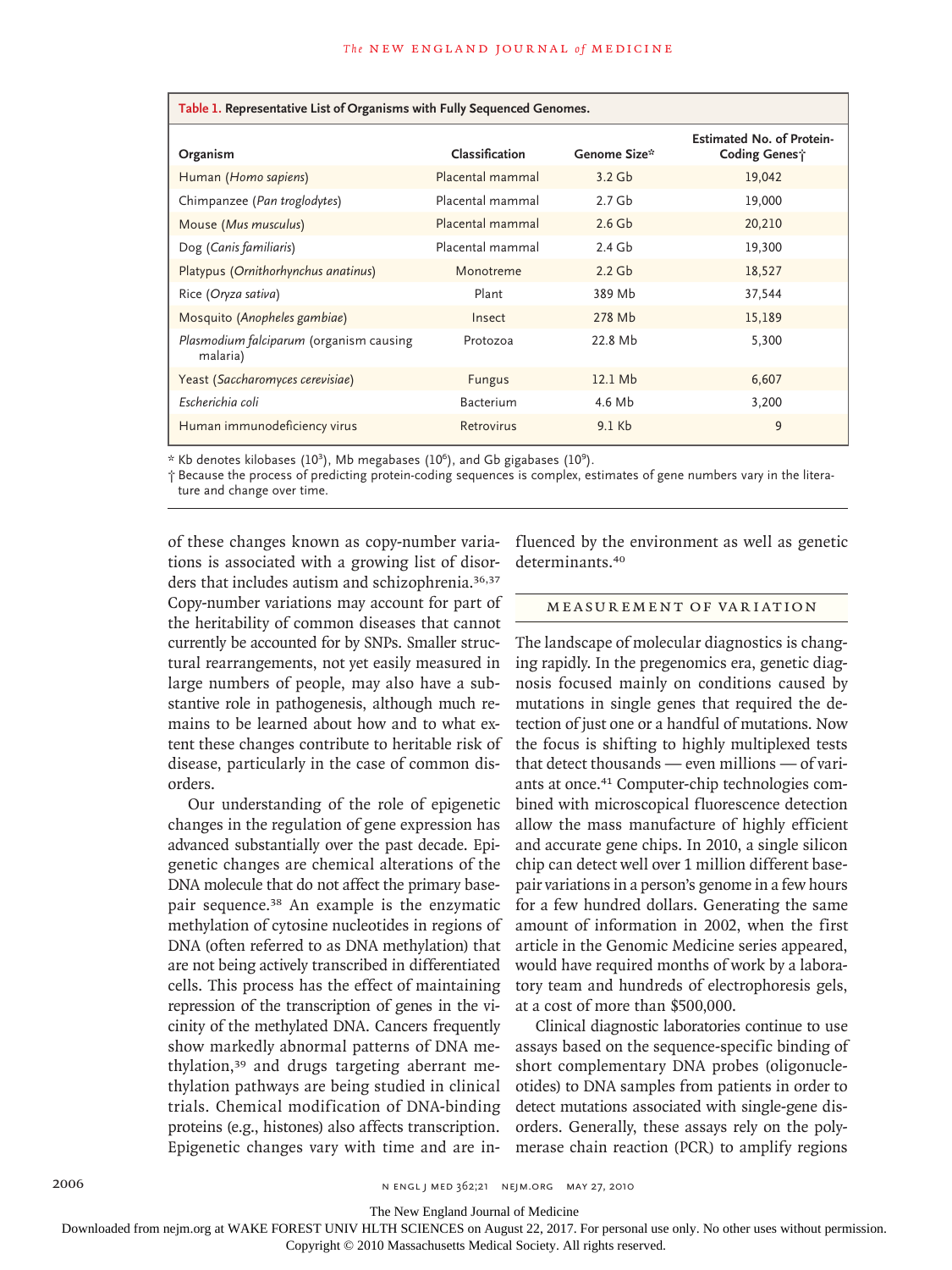**Table 1. Representative List of Organisms with Fully Sequenced Genomes.**

| Organism | Classification | Genome Size* | Estimated No. of Protein-Coding Genes† |
|---|---|---|---|
| Human (*Homo sapiens*) | Placental mammal | 3.2 Gb | 19,042 |
| Chimpanzee (*Pan troglodytes*) | Placental mammal | 2.7 Gb | 19,000 |
| Mouse (*Mus musculus*) | Placental mammal | 2.6 Gb | 20,210 |
| Dog (*Canis familiaris*) | Placental mammal | 2.4 Gb | 19,300 |
| Platypus (*Ornithorhynchus anatinus*) | Monotreme | 2.2 Gb | 18,527 |
| Rice (*Oryza sativa*) | Plant | 389 Mb | 37,544 |
| Mosquito (*Anopheles gambiae*) | Insect | 278 Mb | 15,189 |
| *Plasmodium falciparum* (organism causing malaria) | Protozoa | 22.8 Mb | 5,300 |
| Yeast (*Saccharomyces cerevisiae*) | Fungus | 12.1 Mb | 6,607 |
| *Escherichia coli* | Bacterium | 4.6 Mb | 3,200 |
| Human immunodeficiency virus | Retrovirus | 9.1 Kb | 9 |

\* Kb denotes kilobases ($10^3$), Mb megabases ($10^6$), and Gb gigabases ($10^9$).

† Because the process of predicting protein-coding sequences is complex, estimates of gene numbers vary in the literature and change over time.

of these changes known as copy-number variations is associated with a growing list of disorders that includes autism and schizophrenia.[36,37] Copy-number variations may account for part of the heritability of common diseases that cannot currently be accounted for by SNPs. Smaller structural rearrangements, not yet easily measured in large numbers of people, may also have a substantive role in pathogenesis, although much remains to be learned about how and to what extent these changes contribute to heritable risk of disease, particularly in the case of common disorders.

Our understanding of the role of epigenetic changes in the regulation of gene expression has advanced substantially over the past decade. Epigenetic changes are chemical alterations of the DNA molecule that do not affect the primary base-pair sequence.[38] An example is the enzymatic methylation of cytosine nucleotides in regions of DNA (often referred to as DNA methylation) that are not being actively transcribed in differentiated cells. This process has the effect of maintaining repression of the transcription of genes in the vicinity of the methylated DNA. Cancers frequently show markedly abnormal patterns of DNA methylation,[39] and drugs targeting aberrant methylation pathways are being studied in clinical trials. Chemical modification of DNA-binding proteins (e.g., histones) also affects transcription. Epigenetic changes vary with time and are influenced by the environment as well as genetic determinants.[40]

## MEASUREMENT OF VARIATION

The landscape of molecular diagnostics is changing rapidly. In the pregenomics era, genetic diagnosis focused mainly on conditions caused by mutations in single genes that required the detection of just one or a handful of mutations. Now the focus is shifting to highly multiplexed tests that detect thousands — even millions — of variants at once.[41] Computer-chip technologies combined with microscopical fluorescence detection allow the mass manufacture of highly efficient and accurate gene chips. In 2010, a single silicon chip can detect well over 1 million different base-pair variations in a person's genome in a few hours for a few hundred dollars. Generating the same amount of information in 2002, when the first article in the Genomic Medicine series appeared, would have required months of work by a laboratory team and hundreds of electrophoresis gels, at a cost of more than $500,000.

Clinical diagnostic laboratories continue to use assays based on the sequence-specific binding of short complementary DNA probes (oligonucleotides) to DNA samples from patients in order to detect mutations associated with single-gene disorders. Generally, these assays rely on the polymerase chain reaction (PCR) to amplify regions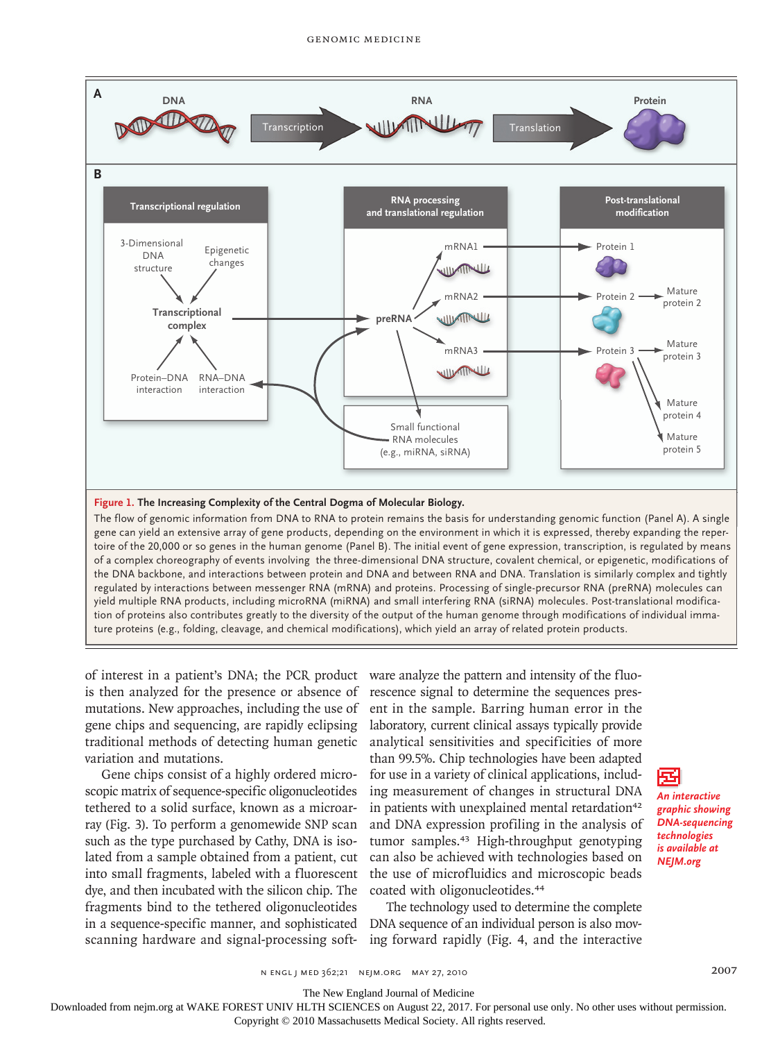A

DNA

Transcription

RNA

Translation

Protein

B

Transcriptional regulation

3-Dimensional DNA structure

Epigenetic changes

Transcriptional complex

Protein–DNA interaction

RNA–DNA interaction

RNA processing and translational regulation

preRNA

mRNA1

mRNA2

mRNA3

Small functional RNA molecules (e.g., miRNA, siRNA)

Post-translational modification

Protein 1

Protein 2

Mature protein 2

Protein 3

Mature protein 3

Mature protein 4

Mature protein 5

**Figure 1. The Increasing Complexity of the Central Dogma of Molecular Biology.**

The flow of genomic information from DNA to RNA to protein remains the basis for understanding genomic function (Panel A). A single gene can yield an extensive array of gene products, depending on the environment in which it is expressed, thereby expanding the repertoire of the 20,000 or so genes in the human genome (Panel B). The initial event of gene expression, transcription, is regulated by means of a complex choreography of events involving the three-dimensional DNA structure, covalent chemical, or epigenetic, modifications of the DNA backbone, and interactions between protein and DNA and between RNA and DNA. Translation is similarly complex and tightly regulated by interactions between messenger RNA (mRNA) and proteins. Processing of single-precursor RNA (preRNA) molecules can yield multiple RNA products, including microRNA (miRNA) and small interfering RNA (siRNA) molecules. Post-translational modification of proteins also contributes greatly to the diversity of the output of the human genome through modifications of individual immature proteins (e.g., folding, cleavage, and chemical modifications), which yield an array of related protein products.

of interest in a patient's DNA; the PCR product is then analyzed for the presence or absence of mutations. New approaches, including the use of gene chips and sequencing, are rapidly eclipsing traditional methods of detecting human genetic variation and mutations.

Gene chips consist of a highly ordered microscopic matrix of sequence-specific oligonucleotides tethered to a solid surface, known as a microarray (Fig. 3). To perform a genomewide SNP scan such as the type purchased by Cathy, DNA is isolated from a sample obtained from a patient, cut into small fragments, labeled with a fluorescent dye, and then incubated with the silicon chip. The fragments bind to the tethered oligonucleotides in a sequence-specific manner, and sophisticated scanning hardware and signal-processing software analyze the pattern and intensity of the fluorescence signal to determine the sequences present in the sample. Barring human error in the laboratory, current clinical assays typically provide analytical sensitivities and specificities of more than 99.5%. Chip technologies have been adapted for use in a variety of clinical applications, including measurement of changes in structural DNA in patients with unexplained mental retardation[42] and DNA expression profiling in the analysis of tumor samples.[43] High-throughput genotyping can also be achieved with technologies based on the use of microfluidics and microscopic beads coated with oligonucleotides.[44]

*An interactive graphic showing DNA-sequencing technologies is available at NEJM.org*

The technology used to determine the complete DNA sequence of an individual person is also moving forward rapidly (Fig. 4, and the interactive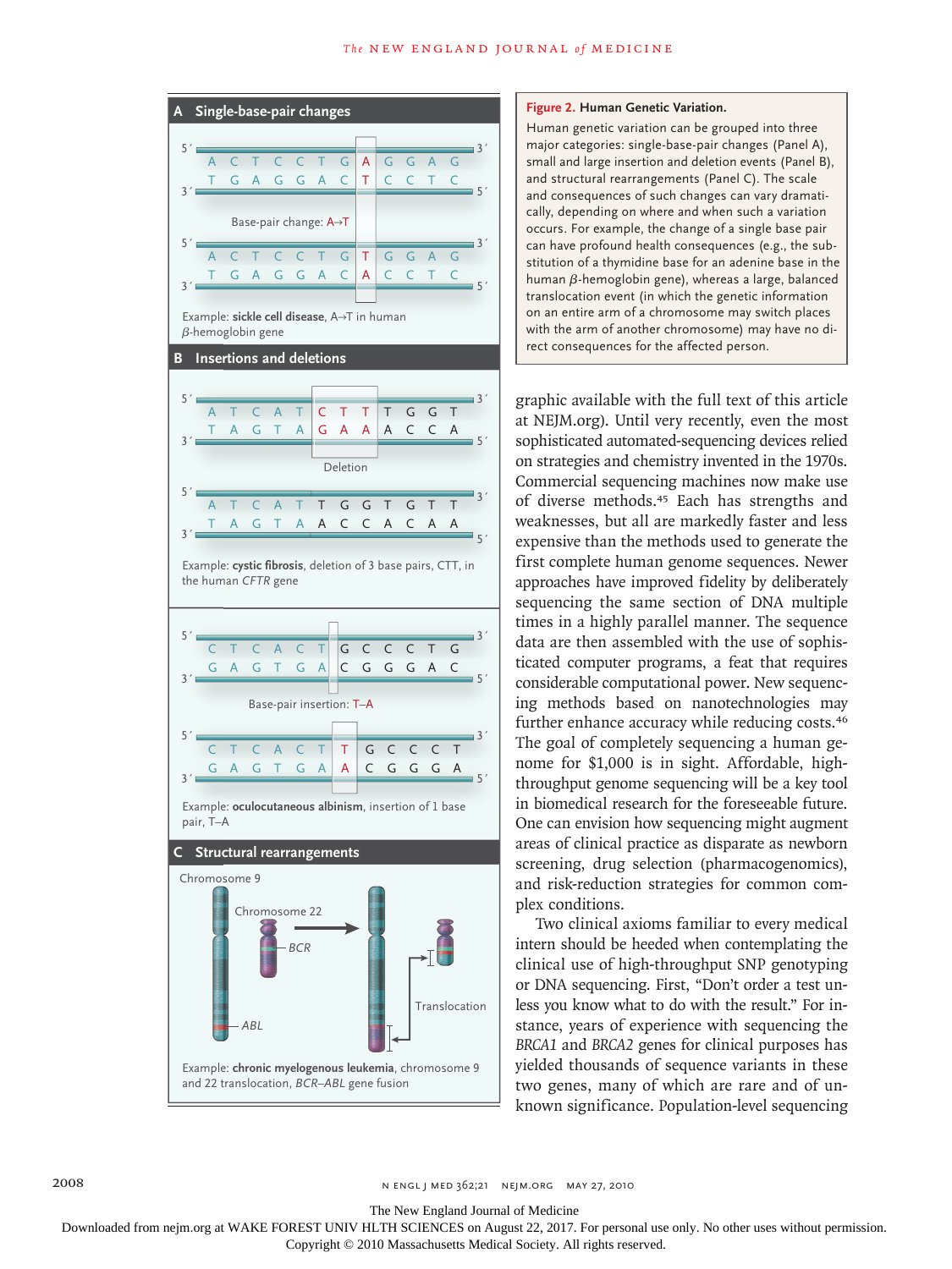**Figure 2. Human Genetic Variation.**

Human genetic variation can be grouped into three major categories: single-base-pair changes (Panel A), small and large insertion and deletion events (Panel B), and structural rearrangements (Panel C). The scale and consequences of such changes can vary dramatically, depending on where and when such a variation occurs. For example, the change of a single base pair can have profound health consequences (e.g., the substitution of a thymidine base for an adenine base in the human β-hemoglobin gene), whereas a large, balanced translocation event (in which the genetic information on an entire arm of a chromosome may switch places with the arm of another chromosome) may have no direct consequences for the affected person.

**A Single-base-pair changes**

Base-pair change: A→T

Example: **sickle cell disease**, A→T in human β-hemoglobin gene

**B Insertions and deletions**

Deletion

Example: **cystic fibrosis**, deletion of 3 base pairs, CTT, in the human *CFTR* gene

Base-pair insertion: T–A

Example: **oculocutaneous albinism**, insertion of 1 base pair, T–A

**C Structural rearrangements**

Chromosome 9, Chromosome 22, *BCR*, *ABL*, Translocation

Example: **chronic myelogenous leukemia**, chromosome 9 and 22 translocation, *BCR–ABL* gene fusion

graphic available with the full text of this article at NEJM.org). Until very recently, even the most sophisticated automated-sequencing devices relied on strategies and chemistry invented in the 1970s. Commercial sequencing machines now make use of diverse methods.[45] Each has strengths and weaknesses, but all are markedly faster and less expensive than the methods used to generate the first complete human genome sequences. Newer approaches have improved fidelity by deliberately sequencing the same section of DNA multiple times in a highly parallel manner. The sequence data are then assembled with the use of sophisticated computer programs, a feat that requires considerable computational power. New sequencing methods based on nanotechnologies may further enhance accuracy while reducing costs.[46] The goal of completely sequencing a human genome for $1,000 is in sight. Affordable, high-throughput genome sequencing will be a key tool in biomedical research for the foreseeable future. One can envision how sequencing might augment areas of clinical practice as disparate as newborn screening, drug selection (pharmacogenomics), and risk-reduction strategies for common complex conditions.

Two clinical axioms familiar to every medical intern should be heeded when contemplating the clinical use of high-throughput SNP genotyping or DNA sequencing. First, "Don't order a test unless you know what to do with the result." For instance, years of experience with sequencing the *BRCA1* and *BRCA2* genes for clinical purposes has yielded thousands of sequence variants in these two genes, many of which are rare and of unknown significance. Population-level sequencing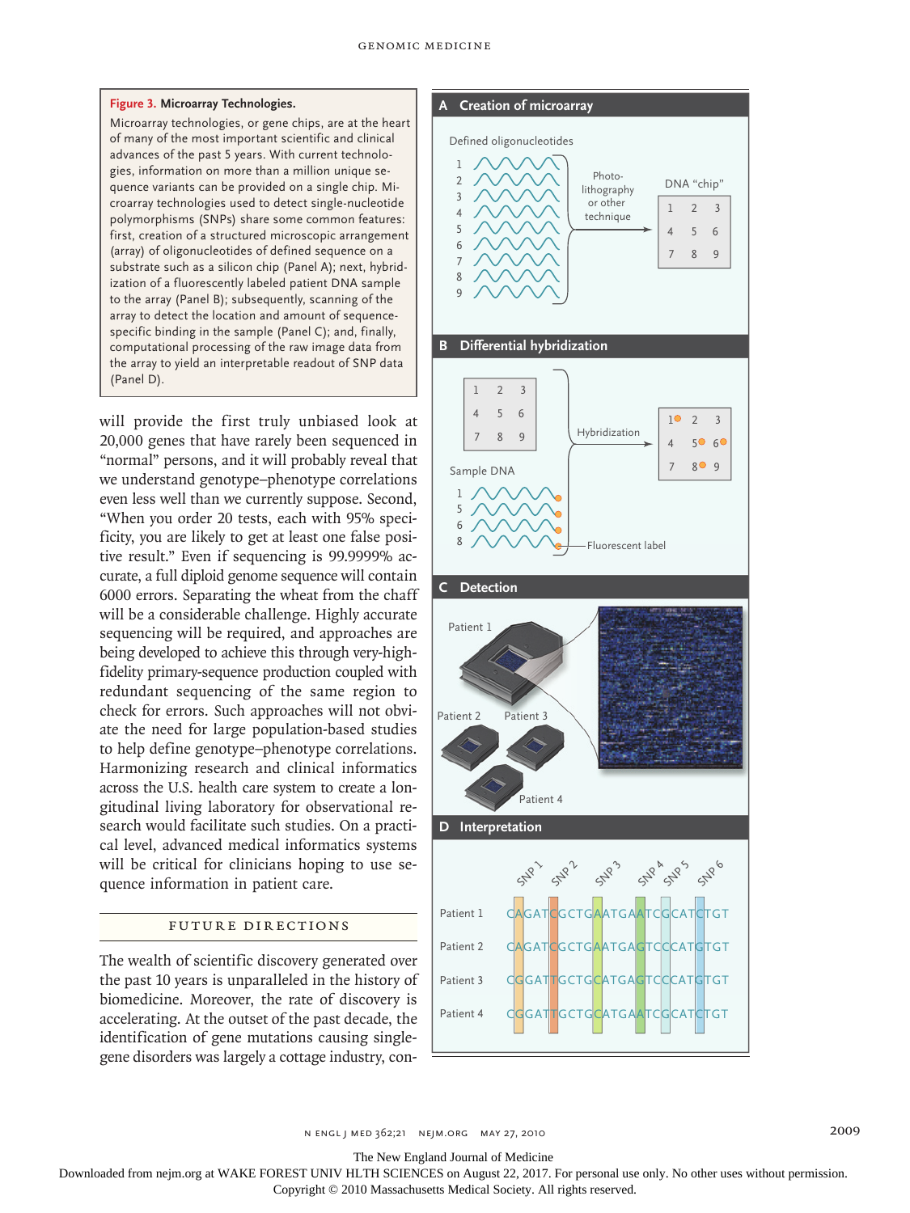**Figure 3. Microarray Technologies.**

Microarray technologies, or gene chips, are at the heart of many of the most important scientific and clinical advances of the past 5 years. With current technologies, information on more than a million unique sequence variants can be provided on a single chip. Microarray technologies used to detect single-nucleotide polymorphisms (SNPs) share some common features: first, creation of a structured microscopic arrangement (array) of oligonucleotides of defined sequence on a substrate such as a silicon chip (Panel A); next, hybridization of a fluorescently labeled patient DNA sample to the array (Panel B); subsequently, scanning of the array to detect the location and amount of sequence-specific binding in the sample (Panel C); and, finally, computational processing of the raw image data from the array to yield an interpretable readout of SNP data (Panel D).

will provide the first truly unbiased look at 20,000 genes that have rarely been sequenced in "normal" persons, and it will probably reveal that we understand genotype–phenotype correlations even less well than we currently suppose. Second, "When you order 20 tests, each with 95% specificity, you are likely to get at least one false positive result." Even if sequencing is 99.9999% accurate, a full diploid genome sequence will contain 6000 errors. Separating the wheat from the chaff will be a considerable challenge. Highly accurate sequencing will be required, and approaches are being developed to achieve this through very-high-fidelity primary-sequence production coupled with redundant sequencing of the same region to check for errors. Such approaches will not obviate the need for large population-based studies to help define genotype–phenotype correlations. Harmonizing research and clinical informatics across the U.S. health care system to create a longitudinal living laboratory for observational research would facilitate such studies. On a practical level, advanced medical informatics systems will be critical for clinicians hoping to use sequence information in patient care.

## FUTURE DIRECTIONS

The wealth of scientific discovery generated over the past 10 years is unparalleled in the history of biomedicine. Moreover, the rate of discovery is accelerating. At the outset of the past decade, the identification of gene mutations causing single-gene disorders was largely a cottage industry, con-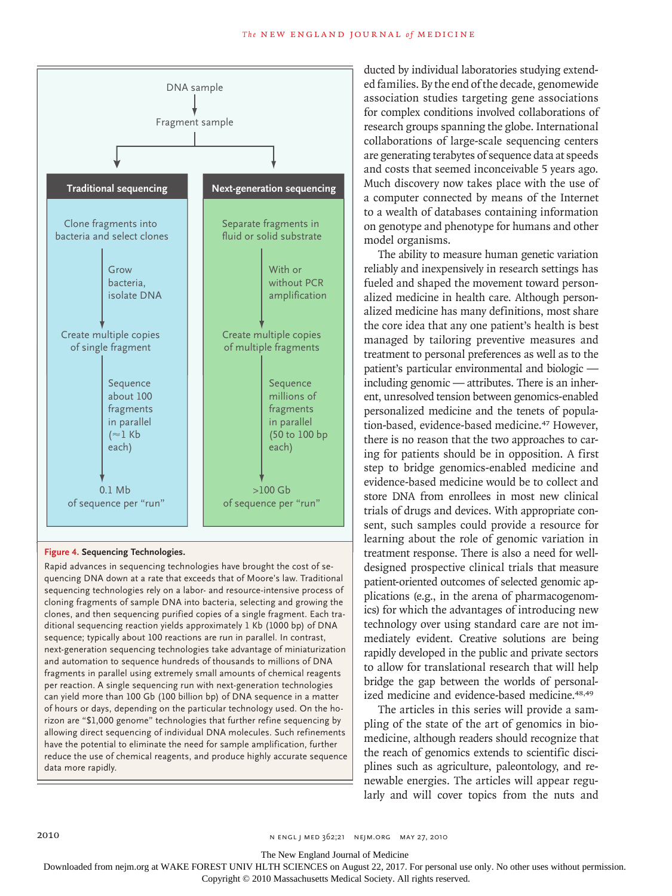DNA sample

Fragment sample

| Traditional sequencing | Next-generation sequencing |
| --- | --- |
| Clone fragments into bacteria and select clones | Separate fragments in fluid or solid substrate |
| Grow bacteria, isolate DNA | With or without PCR amplification |
| Create multiple copies of single fragment | Create multiple copies of multiple fragments |
| Sequence about 100 fragments in parallel (≈1 Kb each) | Sequence millions of fragments in parallel (50 to 100 bp each) |
| 0.1 Mb of sequence per "run" | >100 Gb of sequence per "run" |

**Figure 4. Sequencing Technologies.**

Rapid advances in sequencing technologies have brought the cost of sequencing DNA down at a rate that exceeds that of Moore's law. Traditional sequencing technologies rely on a labor- and resource-intensive process of cloning fragments of sample DNA into bacteria, selecting and growing the clones, and then sequencing purified copies of a single fragment. Each traditional sequencing reaction yields approximately 1 Kb (1000 bp) of DNA sequence; typically about 100 reactions are run in parallel. In contrast, next-generation sequencing technologies take advantage of miniaturization and automation to sequence hundreds of thousands to millions of DNA fragments in parallel using extremely small amounts of chemical reagents per reaction. A single sequencing run with next-generation technologies can yield more than 100 Gb (100 billion bp) of DNA sequence in a matter of hours or days, depending on the particular technology used. On the horizon are "$1,000 genome" technologies that further refine sequencing by allowing direct sequencing of individual DNA molecules. Such refinements have the potential to eliminate the need for sample amplification, further reduce the use of chemical reagents, and produce highly accurate sequence data more rapidly.

ducted by individual laboratories studying extended families. By the end of the decade, genomewide association studies targeting gene associations for complex conditions involved collaborations of research groups spanning the globe. International collaborations of large-scale sequencing centers are generating terabytes of sequence data at speeds and costs that seemed inconceivable 5 years ago. Much discovery now takes place with the use of a computer connected by means of the Internet to a wealth of databases containing information on genotype and phenotype for humans and other model organisms.

The ability to measure human genetic variation reliably and inexpensively in research settings has fueled and shaped the movement toward personalized medicine in health care. Although personalized medicine has many definitions, most share the core idea that any one patient's health is best managed by tailoring preventive measures and treatment to personal preferences as well as to the patient's particular environmental and biologic — including genomic — attributes. There is an inherent, unresolved tension between genomics-enabled personalized medicine and the tenets of population-based, evidence-based medicine.[47] However, there is no reason that the two approaches to caring for patients should be in opposition. A first step to bridge genomics-enabled medicine and evidence-based medicine would be to collect and store DNA from enrollees in most new clinical trials of drugs and devices. With appropriate consent, such samples could provide a resource for learning about the role of genomic variation in treatment response. There is also a need for well-designed prospective clinical trials that measure patient-oriented outcomes of selected genomic applications (e.g., in the arena of pharmacogenomics) for which the advantages of introducing new technology over using standard care are not immediately evident. Creative solutions are being rapidly developed in the public and private sectors to allow for translational research that will help bridge the gap between the worlds of personalized medicine and evidence-based medicine.[48,49]

The articles in this series will provide a sampling of the state of the art of genomics in biomedicine, although readers should recognize that the reach of genomics extends to scientific disciplines such as agriculture, paleontology, and renewable energies. The articles will appear regularly and will cover topics from the nuts and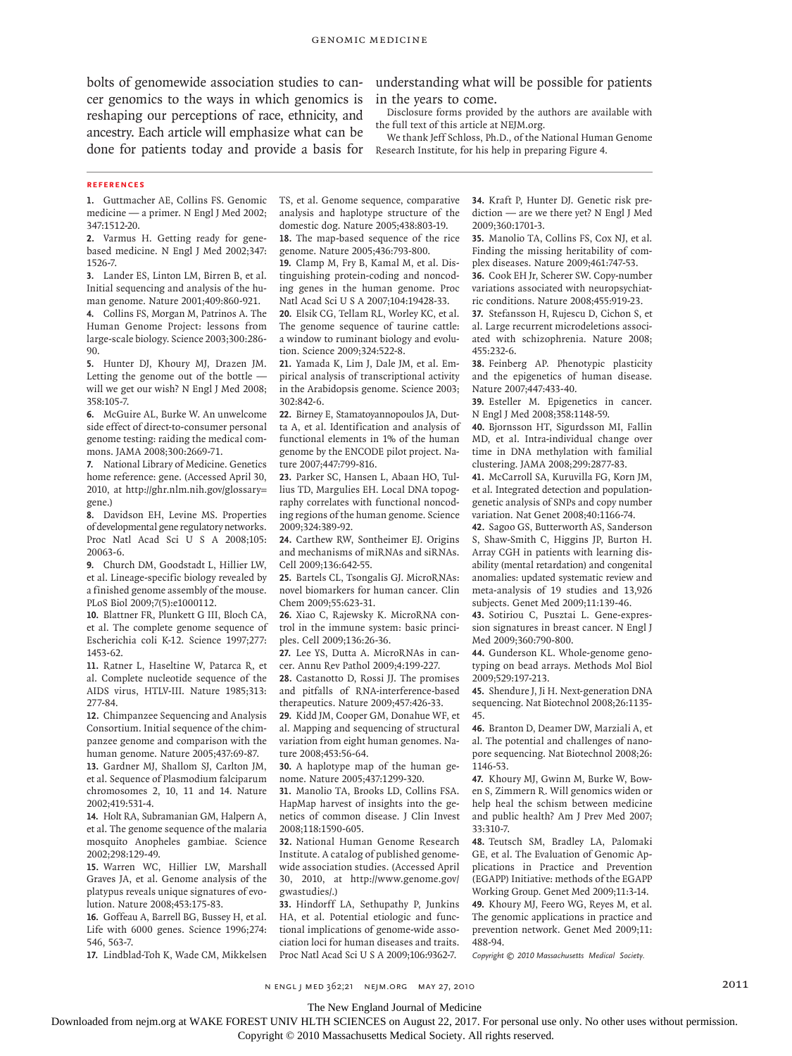bolts of genomewide association studies to cancer genomics to the ways in which genomics is reshaping our perceptions of race, ethnicity, and ancestry. Each article will emphasize what can be done for patients today and provide a basis for understanding what will be possible for patients in the years to come.

Disclosure forms provided by the authors are available with the full text of this article at NEJM.org.

We thank Jeff Schloss, Ph.D., of the National Human Genome Research Institute, for his help in preparing Figure 4.

## References

1. Guttmacher AE, Collins FS. Genomic medicine — a primer. N Engl J Med 2002;347:1512-20.
2. Varmus H. Getting ready for gene-based medicine. N Engl J Med 2002;347:1526-7.
3. Lander ES, Linton LM, Birren B, et al. Initial sequencing and analysis of the human genome. Nature 2001;409:860-921.
4. Collins FS, Morgan M, Patrinos A. The Human Genome Project: lessons from large-scale biology. Science 2003;300:286-90.
5. Hunter DJ, Khoury MJ, Drazen JM. Letting the genome out of the bottle — will we get our wish? N Engl J Med 2008;358:105-7.
6. McGuire AL, Burke W. An unwelcome side effect of direct-to-consumer personal genome testing: raiding the medical commons. JAMA 2008;300:2669-71.
7. National Library of Medicine. Genetics home reference: gene. (Accessed April 30, 2010, at http://ghr.nlm.nih.gov/glossary=gene.)
8. Davidson EH, Levine MS. Properties of developmental gene regulatory networks. Proc Natl Acad Sci U S A 2008;105:20063-6.
9. Church DM, Goodstadt L, Hillier LW, et al. Lineage-specific biology revealed by a finished genome assembly of the mouse. PLoS Biol 2009;7(5):e1000112.
10. Blattner FR, Plunkett G III, Bloch CA, et al. The complete genome sequence of Escherichia coli K-12. Science 1997;277:1453-62.
11. Ratner L, Haseltine W, Patarca R, et al. Complete nucleotide sequence of the AIDS virus, HTLV-III. Nature 1985;313:277-84.
12. Chimpanzee Sequencing and Analysis Consortium. Initial sequence of the chimpanzee genome and comparison with the human genome. Nature 2005;437:69-87.
13. Gardner MJ, Shallom SJ, Carlton JM, et al. Sequence of Plasmodium falciparum chromosomes 2, 10, 11 and 14. Nature 2002;419:531-4.
14. Holt RA, Subramanian GM, Halpern A, et al. The genome sequence of the malaria mosquito Anopheles gambiae. Science 2002;298:129-49.
15. Warren WC, Hillier LW, Marshall Graves JA, et al. Genome analysis of the platypus reveals unique signatures of evolution. Nature 2008;453:175-83.
16. Goffeau A, Barrell BG, Bussey H, et al. Life with 6000 genes. Science 1996;274:546, 563-7.
17. Lindblad-Toh K, Wade CM, Mikkelsen TS, et al. Genome sequence, comparative analysis and haplotype structure of the domestic dog. Nature 2005;438:803-19.
18. The map-based sequence of the rice genome. Nature 2005;436:793-800.
19. Clamp M, Fry B, Kamal M, et al. Distinguishing protein-coding and noncoding genes in the human genome. Proc Natl Acad Sci U S A 2007;104:19428-33.
20. Elsik CG, Tellam RL, Worley KC, et al. The genome sequence of taurine cattle: a window to ruminant biology and evolution. Science 2009;324:522-8.
21. Yamada K, Lim J, Dale JM, et al. Empirical analysis of transcriptional activity in the Arabidopsis genome. Science 2003;302:842-6.
22. Birney E, Stamatoyannopoulos JA, Dutta A, et al. Identification and analysis of functional elements in 1% of the human genome by the ENCODE pilot project. Nature 2007;447:799-816.
23. Parker SC, Hansen L, Abaan HO, Tullius TD, Margulies EH. Local DNA topography correlates with functional noncoding regions of the human genome. Science 2009;324:389-92.
24. Carthew RW, Sontheimer EJ. Origins and mechanisms of miRNAs and siRNAs. Cell 2009;136:642-55.
25. Bartels CL, Tsongalis GJ. MicroRNAs: novel biomarkers for human cancer. Clin Chem 2009;55:623-31.
26. Xiao C, Rajewsky K. MicroRNA control in the immune system: basic principles. Cell 2009;136:26-36.
27. Lee YS, Dutta A. MicroRNAs in cancer. Annu Rev Pathol 2009;4:199-227.
28. Castanotto D, Rossi JJ. The promises and pitfalls of RNA-interference-based therapeutics. Nature 2009;457:426-33.
29. Kidd JM, Cooper GM, Donahue WF, et al. Mapping and sequencing of structural variation from eight human genomes. Nature 2008;453:56-64.
30. A haplotype map of the human genome. Nature 2005;437:1299-320.
31. Manolio TA, Brooks LD, Collins FSA. HapMap harvest of insights into the genetics of common disease. J Clin Invest 2008;118:1590-605.
32. National Human Genome Research Institute. A catalog of published genome-wide association studies. (Accessed April 30, 2010, at http://www.genome.gov/gwastudies/.)
33. Hindorff LA, Sethupathy P, Junkins HA, et al. Potential etiologic and functional implications of genome-wide association loci for human diseases and traits. Proc Natl Acad Sci U S A 2009;106:9362-7.
34. Kraft P, Hunter DJ. Genetic risk prediction — are we there yet? N Engl J Med 2009;360:1701-3.
35. Manolio TA, Collins FS, Cox NJ, et al. Finding the missing heritability of complex diseases. Nature 2009;461:747-53.
36. Cook EH Jr, Scherer SW. Copy-number variations associated with neuropsychiatric conditions. Nature 2008;455:919-23.
37. Stefansson H, Rujescu D, Cichon S, et al. Large recurrent microdeletions associated with schizophrenia. Nature 2008;455:232-6.
38. Feinberg AP. Phenotypic plasticity and the epigenetics of human disease. Nature 2007;447:433-40.
39. Esteller M. Epigenetics in cancer. N Engl J Med 2008;358:1148-59.
40. Bjornsson HT, Sigurdsson MI, Fallin MD, et al. Intra-individual change over time in DNA methylation with familial clustering. JAMA 2008;299:2877-83.
41. McCarroll SA, Kuruvilla FG, Korn JM, et al. Integrated detection and population-genetic analysis of SNPs and copy number variation. Nat Genet 2008;40:1166-74.
42. Sagoo GS, Butterworth AS, Sanderson S, Shaw-Smith C, Higgins JP, Burton H. Array CGH in patients with learning disability (mental retardation) and congenital anomalies: updated systematic review and meta-analysis of 19 studies and 13,926 subjects. Genet Med 2009;11:139-46.
43. Sotiriou C, Pusztai L. Gene-expression signatures in breast cancer. N Engl J Med 2009;360:790-800.
44. Gunderson KL. Whole-genome genotyping on bead arrays. Methods Mol Biol 2009;529:197-213.
45. Shendure J, Ji H. Next-generation DNA sequencing. Nat Biotechnol 2008;26:1135-45.
46. Branton D, Deamer DW, Marziali A, et al. The potential and challenges of nanopore sequencing. Nat Biotechnol 2008;26:1146-53.
47. Khoury MJ, Gwinn M, Burke W, Bowen S, Zimmern R. Will genomics widen or help heal the schism between medicine and public health? Am J Prev Med 2007;33:310-7.
48. Teutsch SM, Bradley LA, Palomaki GE, et al. The Evaluation of Genomic Applications in Practice and Prevention (EGAPP) Initiative: methods of the EGAPP Working Group. Genet Med 2009;11:3-14.
49. Khoury MJ, Feero WG, Reyes M, et al. The genomic applications in practice and prevention network. Genet Med 2009;11:488-94.

*Copyright © 2010 Massachusetts Medical Society.*